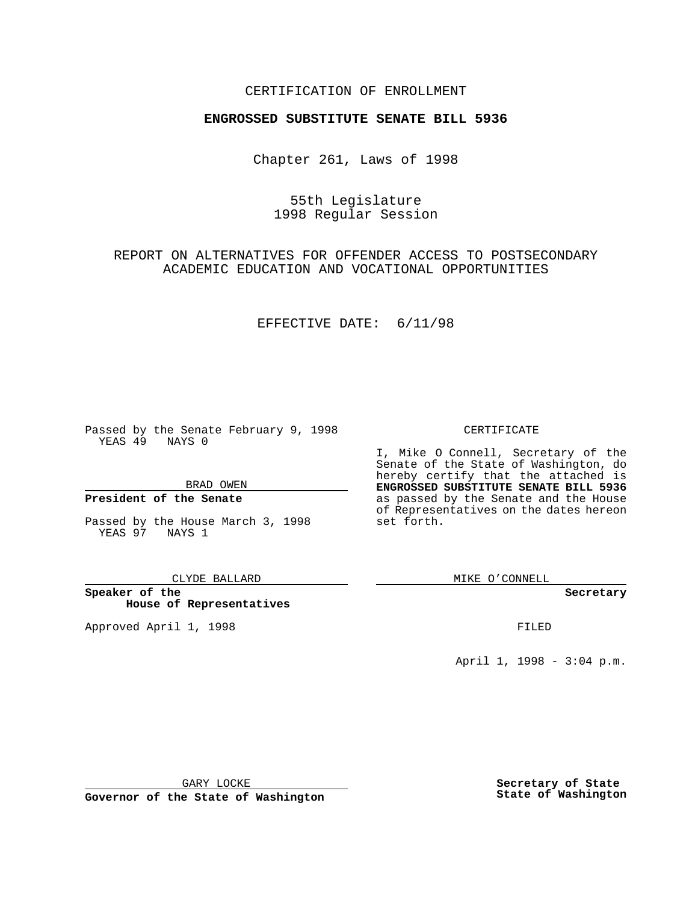CERTIFICATION OF ENROLLMENT

**ENGROSSED SUBSTITUTE SENATE BILL 5936**

Chapter 261, Laws of 1998

55th Legislature
1998 Regular Session

REPORT ON ALTERNATIVES FOR OFFENDER ACCESS TO POSTSECONDARY ACADEMIC EDUCATION AND VOCATIONAL OPPORTUNITIES

EFFECTIVE DATE: 6/11/98

Passed by the Senate February 9, 1998
YEAS 49 NAYS 0

BRAD OWEN

**President of the Senate**

Passed by the House March 3, 1998
YEAS 97 NAYS 1

CLYDE BALLARD

**Speaker of the House of Representatives**

Approved April 1, 1998

GARY LOCKE

**Governor of the State of Washington**

CERTIFICATE

I, Mike O Connell, Secretary of the Senate of the State of Washington, do hereby certify that the attached is **ENGROSSED SUBSTITUTE SENATE BILL 5936** as passed by the Senate and the House of Representatives on the dates hereon set forth.

MIKE O'CONNELL

**Secretary**

FILED

April 1, 1998 - 3:04 p.m.

**Secretary of State**
**State of Washington**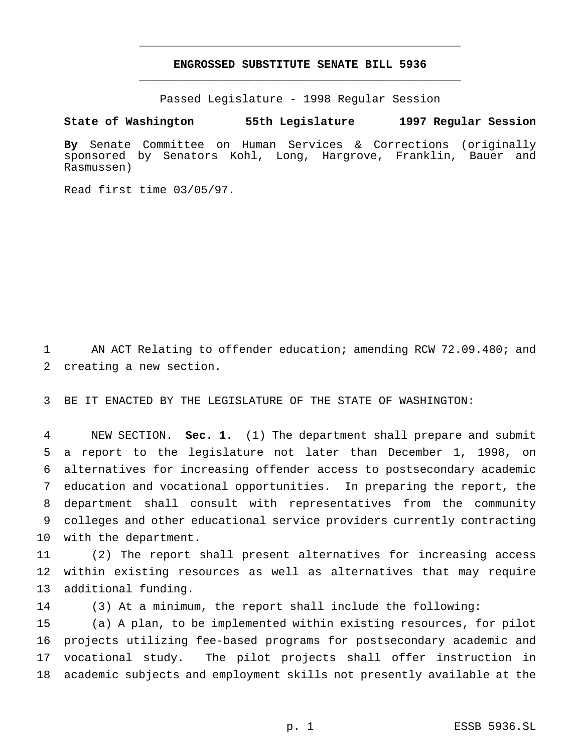# ENGROSSED SUBSTITUTE SENATE BILL 5936

Passed Legislature - 1998 Regular Session

**State of Washington 55th Legislature 1997 Regular Session**

**By** Senate Committee on Human Services & Corrections (originally sponsored by Senators Kohl, Long, Hargrove, Franklin, Bauer and Rasmussen)

Read first time 03/05/97.

AN ACT Relating to offender education; amending RCW 72.09.480; and creating a new section.

BE IT ENACTED BY THE LEGISLATURE OF THE STATE OF WASHINGTON:

NEW SECTION. **Sec. 1.** (1) The department shall prepare and submit a report to the legislature not later than December 1, 1998, on alternatives for increasing offender access to postsecondary academic education and vocational opportunities. In preparing the report, the department shall consult with representatives from the community colleges and other educational service providers currently contracting with the department.

(2) The report shall present alternatives for increasing access within existing resources as well as alternatives that may require additional funding.

(3) At a minimum, the report shall include the following:

(a) A plan, to be implemented within existing resources, for pilot projects utilizing fee-based programs for postsecondary academic and vocational study. The pilot projects shall offer instruction in academic subjects and employment skills not presently available at the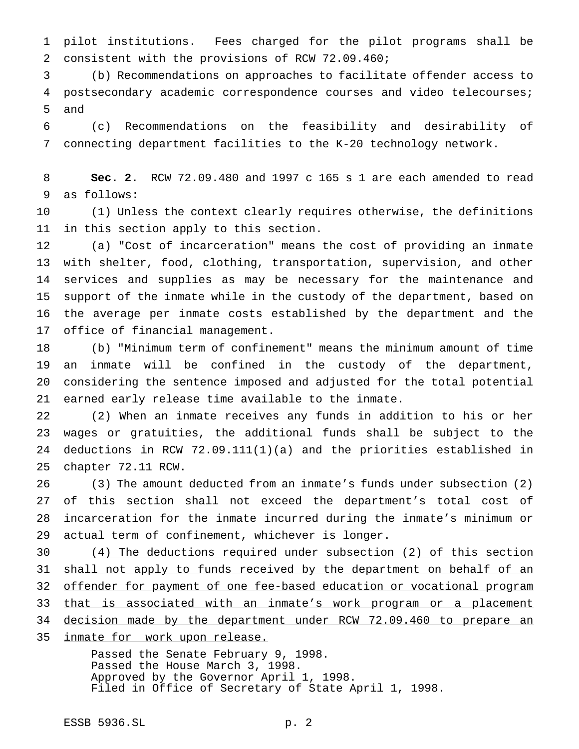pilot institutions. Fees charged for the pilot programs shall be consistent with the provisions of RCW 72.09.460;

(b) Recommendations on approaches to facilitate offender access to postsecondary academic correspondence courses and video telecourses; and

(c) Recommendations on the feasibility and desirability of connecting department facilities to the K-20 technology network.

**Sec. 2.** RCW 72.09.480 and 1997 c 165 s 1 are each amended to read as follows:

(1) Unless the context clearly requires otherwise, the definitions in this section apply to this section.

(a) "Cost of incarceration" means the cost of providing an inmate with shelter, food, clothing, transportation, supervision, and other services and supplies as may be necessary for the maintenance and support of the inmate while in the custody of the department, based on the average per inmate costs established by the department and the office of financial management.

(b) "Minimum term of confinement" means the minimum amount of time an inmate will be confined in the custody of the department, considering the sentence imposed and adjusted for the total potential earned early release time available to the inmate.

(2) When an inmate receives any funds in addition to his or her wages or gratuities, the additional funds shall be subject to the deductions in RCW 72.09.111(1)(a) and the priorities established in chapter 72.11 RCW.

(3) The amount deducted from an inmate's funds under subsection (2) of this section shall not exceed the department's total cost of incarceration for the inmate incurred during the inmate's minimum or actual term of confinement, whichever is longer.

<u>(4) The deductions required under subsection (2) of this section shall not apply to funds received by the department on behalf of an offender for payment of one fee-based education or vocational program that is associated with an inmate's work program or a placement decision made by the department under RCW 72.09.460 to prepare an inmate for work upon release.</u>

Passed the Senate February 9, 1998.
Passed the House March 3, 1998.
Approved by the Governor April 1, 1998.
Filed in Office of Secretary of State April 1, 1998.